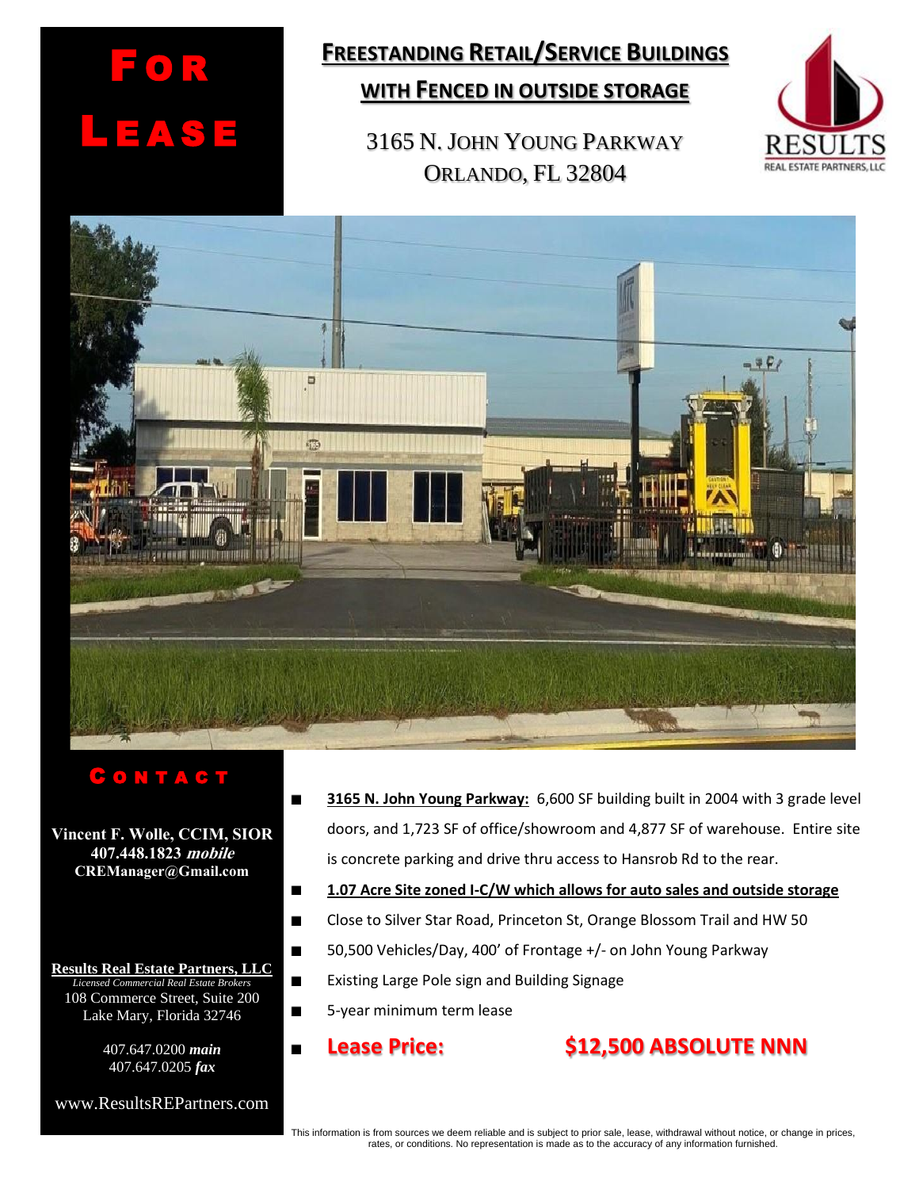# For Lease

## FREESTANDING RETAIL/SERVICE BUILDINGS WITH FENCED IN OUTSIDE STORAGE

3165 N. JOHN YOUNG PARKWAY
ORLANDO, FL 32804

RESULTS
REAL ESTATE PARTNERS, LLC

### CONTACT

**Vincent F. Wolle, CCIM, SIOR**
**407.448.1823** ***mobile***
**CREManager@Gmail.com**

**Results Real Estate Partners, LLC**
*Licensed Commercial Real Estate Brokers*
108 Commerce Street, Suite 200
Lake Mary, Florida 32746

407.647.0200 ***main***
407.647.0205 ***fax***

www.ResultsREPartners.com

- **3165 N. John Young Parkway:** 6,600 SF building built in 2004 with 3 grade level doors, and 1,723 SF of office/showroom and 4,877 SF of warehouse. Entire site is concrete parking and drive thru access to Hansrob Rd to the rear.
- **1.07 Acre Site zoned I-C/W which allows for auto sales and outside storage**
- Close to Silver Star Road, Princeton St, Orange Blossom Trail and HW 50
- 50,500 Vehicles/Day, 400' of Frontage +/- on John Young Parkway
- Existing Large Pole sign and Building Signage
- 5-year minimum term lease
- **Lease Price: $12,500 ABSOLUTE NNN**

This information is from sources we deem reliable and is subject to prior sale, lease, withdrawal without notice, or change in prices, rates, or conditions. No representation is made as to the accuracy of any information furnished.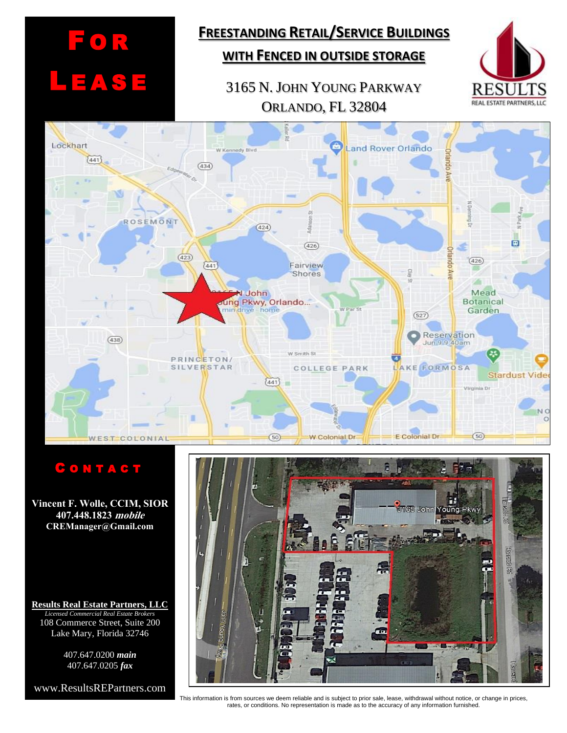# FOR LEASE

## FREESTANDING RETAIL/SERVICE BUILDINGS WITH FENCED IN OUTSIDE STORAGE

3165 N. JOHN YOUNG PARKWAY
ORLANDO, FL 32804

RESULTS
REAL ESTATE PARTNERS, LLC

## CONTACT

**Vincent F. Wolle, CCIM, SIOR**
**407.448.1823** ***mobile***
**CREManager@Gmail.com**

**Results Real Estate Partners, LLC**
*Licensed Commercial Real Estate Brokers*
108 Commerce Street, Suite 200
Lake Mary, Florida 32746

407.647.0200 ***main***
407.647.0205 ***fax***

www.ResultsREPartners.com

This information is from sources we deem reliable and is subject to prior sale, lease, withdrawal without notice, or change in prices, rates, or conditions. No representation is made as to the accuracy of any information furnished.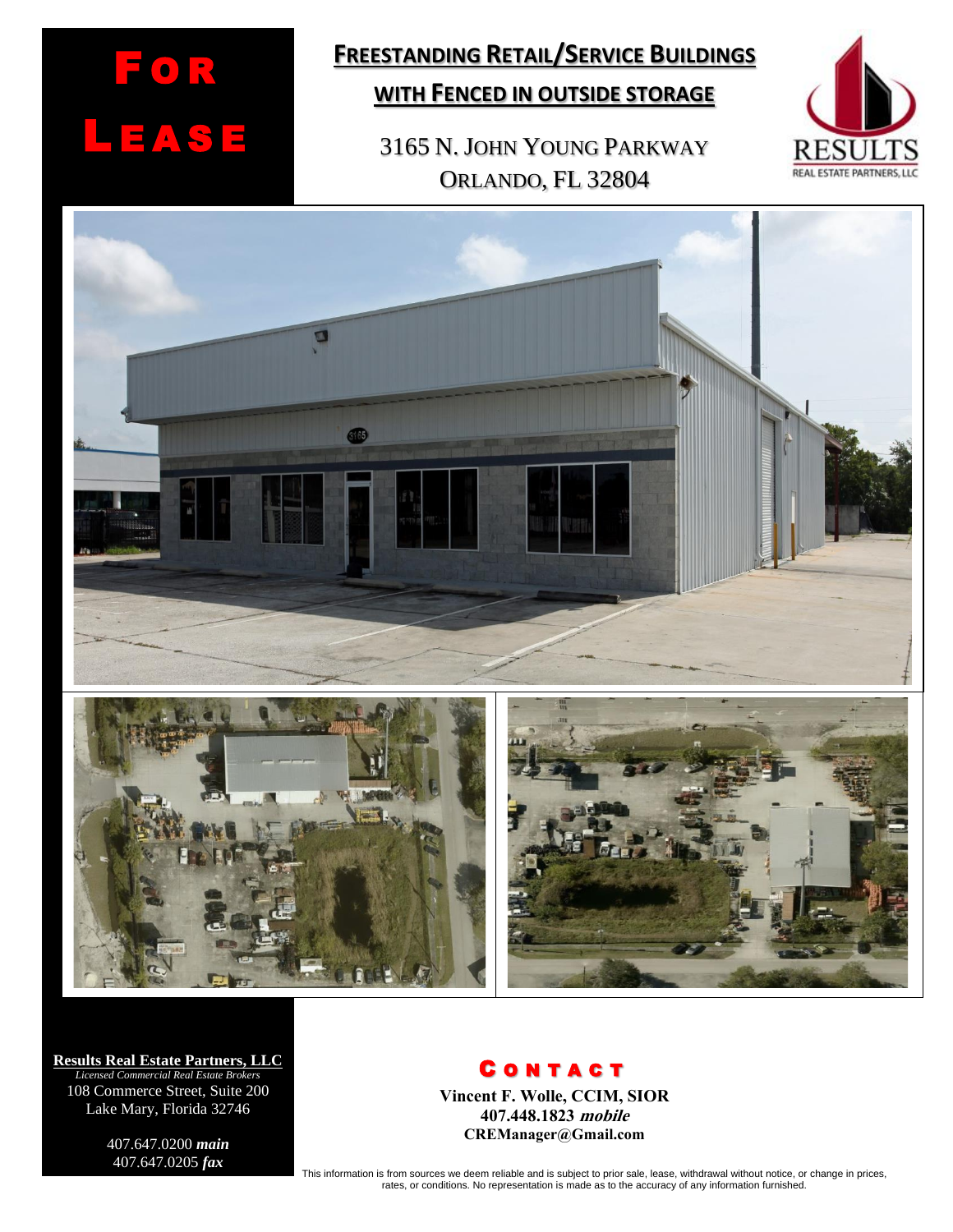# FOR LEASE

## FREESTANDING RETAIL/SERVICE BUILDINGS WITH FENCED IN OUTSIDE STORAGE

3165 N. JOHN YOUNG PARKWAY
ORLANDO, FL 32804

RESULTS
REAL ESTATE PARTNERS, LLC

**Results Real Estate Partners, LLC**
*Licensed Commercial Real Estate Brokers*
108 Commerce Street, Suite 200
Lake Mary, Florida 32746

407.647.0200 ***main***
407.647.0205 ***fax***

## CONTACT

**Vincent F. Wolle, CCIM, SIOR**
**407.448.1823 *mobile***
**CREManager@Gmail.com**

This information is from sources we deem reliable and is subject to prior sale, lease, withdrawal without notice, or change in prices, rates, or conditions. No representation is made as to the accuracy of any information furnished.